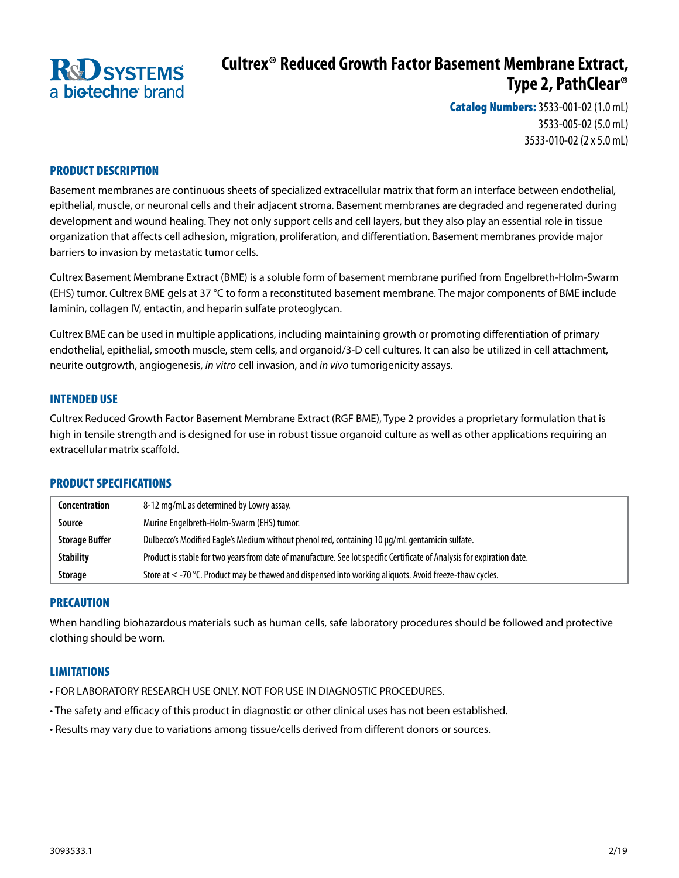R&D SYSTEMS
a bio-techne brand

# Cultrex® Reduced Growth Factor Basement Membrane Extract, Type 2, PathClear®

**Catalog Numbers:** 3533-001-02 (1.0 mL)
3533-005-02 (5.0 mL)
3533-010-02 (2 x 5.0 mL)

## PRODUCT DESCRIPTION

Basement membranes are continuous sheets of specialized extracellular matrix that form an interface between endothelial, epithelial, muscle, or neuronal cells and their adjacent stroma. Basement membranes are degraded and regenerated during development and wound healing. They not only support cells and cell layers, but they also play an essential role in tissue organization that affects cell adhesion, migration, proliferation, and differentiation. Basement membranes provide major barriers to invasion by metastatic tumor cells.

Cultrex Basement Membrane Extract (BME) is a soluble form of basement membrane purified from Engelbreth-Holm-Swarm (EHS) tumor. Cultrex BME gels at 37 °C to form a reconstituted basement membrane. The major components of BME include laminin, collagen IV, entactin, and heparin sulfate proteoglycan.

Cultrex BME can be used in multiple applications, including maintaining growth or promoting differentiation of primary endothelial, epithelial, smooth muscle, stem cells, and organoid/3-D cell cultures. It can also be utilized in cell attachment, neurite outgrowth, angiogenesis, *in vitro* cell invasion, and *in vivo* tumorigenicity assays.

## INTENDED USE

Cultrex Reduced Growth Factor Basement Membrane Extract (RGF BME), Type 2 provides a proprietary formulation that is high in tensile strength and is designed for use in robust tissue organoid culture as well as other applications requiring an extracellular matrix scaffold.

## PRODUCT SPECIFICATIONS

| | |
|---|---|
| **Concentration** | 8-12 mg/mL as determined by Lowry assay. |
| **Source** | Murine Engelbreth-Holm-Swarm (EHS) tumor. |
| **Storage Buffer** | Dulbecco's Modified Eagle's Medium without phenol red, containing 10 µg/mL gentamicin sulfate. |
| **Stability** | Product is stable for two years from date of manufacture. See lot specific Certificate of Analysis for expiration date. |
| **Storage** | Store at ≤ -70 °C. Product may be thawed and dispensed into working aliquots. Avoid freeze-thaw cycles. |

## PRECAUTION

When handling biohazardous materials such as human cells, safe laboratory procedures should be followed and protective clothing should be worn.

## LIMITATIONS

- FOR LABORATORY RESEARCH USE ONLY. NOT FOR USE IN DIAGNOSTIC PROCEDURES.
- The safety and efficacy of this product in diagnostic or other clinical uses has not been established.
- Results may vary due to variations among tissue/cells derived from different donors or sources.

3093533.1 2/19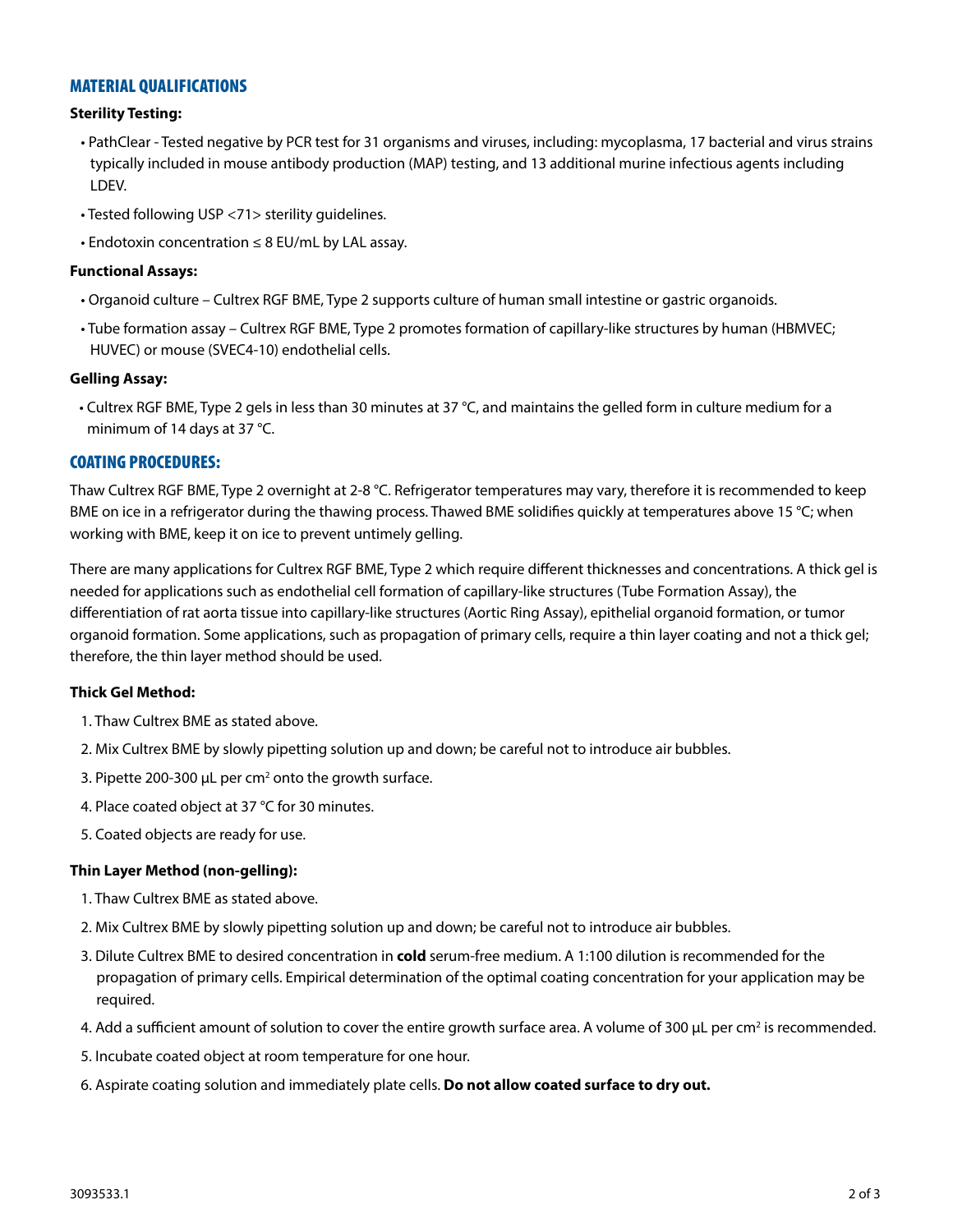## MATERIAL QUALIFICATIONS

**Sterility Testing:**

- PathClear - Tested negative by PCR test for 31 organisms and viruses, including: mycoplasma, 17 bacterial and virus strains typically included in mouse antibody production (MAP) testing, and 13 additional murine infectious agents including LDEV.
- Tested following USP <71> sterility guidelines.
- Endotoxin concentration ≤ 8 EU/mL by LAL assay.

**Functional Assays:**

- Organoid culture – Cultrex RGF BME, Type 2 supports culture of human small intestine or gastric organoids.
- Tube formation assay – Cultrex RGF BME, Type 2 promotes formation of capillary-like structures by human (HBMVEC; HUVEC) or mouse (SVEC4-10) endothelial cells.

**Gelling Assay:**

- Cultrex RGF BME, Type 2 gels in less than 30 minutes at 37 °C, and maintains the gelled form in culture medium for a minimum of 14 days at 37 °C.

## COATING PROCEDURES:

Thaw Cultrex RGF BME, Type 2 overnight at 2-8 °C. Refrigerator temperatures may vary, therefore it is recommended to keep BME on ice in a refrigerator during the thawing process. Thawed BME solidifies quickly at temperatures above 15 °C; when working with BME, keep it on ice to prevent untimely gelling.

There are many applications for Cultrex RGF BME, Type 2 which require different thicknesses and concentrations. A thick gel is needed for applications such as endothelial cell formation of capillary-like structures (Tube Formation Assay), the differentiation of rat aorta tissue into capillary-like structures (Aortic Ring Assay), epithelial organoid formation, or tumor organoid formation. Some applications, such as propagation of primary cells, require a thin layer coating and not a thick gel; therefore, the thin layer method should be used.

**Thick Gel Method:**

1. Thaw Cultrex BME as stated above.
2. Mix Cultrex BME by slowly pipetting solution up and down; be careful not to introduce air bubbles.
3. Pipette 200-300 µL per $cm^2$ onto the growth surface.
4. Place coated object at 37 °C for 30 minutes.
5. Coated objects are ready for use.

**Thin Layer Method (non-gelling):**

1. Thaw Cultrex BME as stated above.
2. Mix Cultrex BME by slowly pipetting solution up and down; be careful not to introduce air bubbles.
3. Dilute Cultrex BME to desired concentration in **cold** serum-free medium. A 1:100 dilution is recommended for the propagation of primary cells. Empirical determination of the optimal coating concentration for your application may be required.
4. Add a sufficient amount of solution to cover the entire growth surface area. A volume of 300 µL per $cm^2$ is recommended.
5. Incubate coated object at room temperature for one hour.
6. Aspirate coating solution and immediately plate cells. **Do not allow coated surface to dry out.**

3093533.1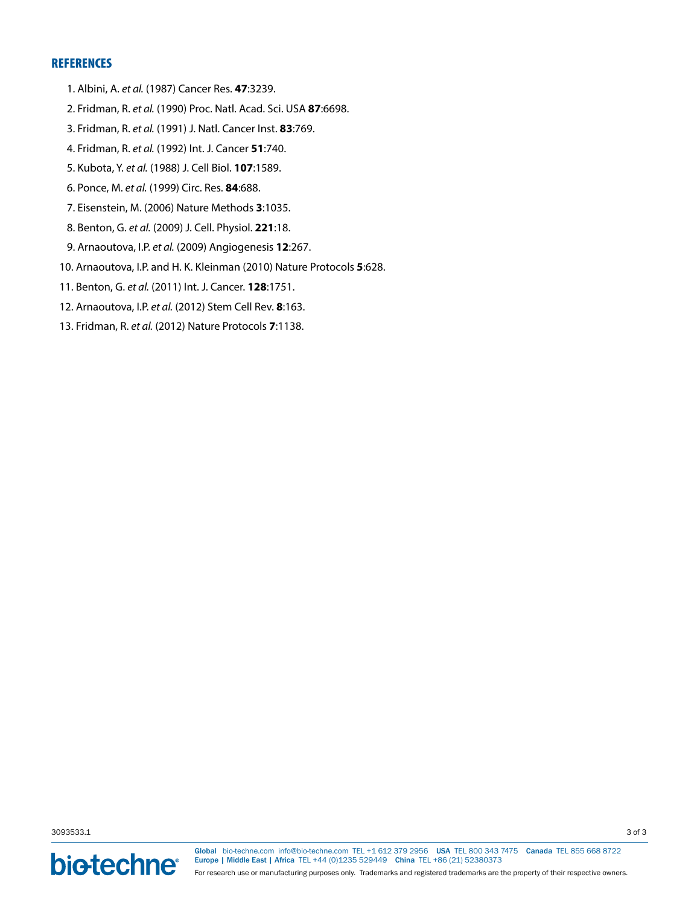## REFERENCES

1. Albini, A. *et al.* (1987) Cancer Res. **47**:3239.
2. Fridman, R. *et al.* (1990) Proc. Natl. Acad. Sci. USA **87**:6698.
3. Fridman, R. *et al.* (1991) J. Natl. Cancer Inst. **83**:769.
4. Fridman, R. *et al.* (1992) Int. J. Cancer **51**:740.
5. Kubota, Y. *et al.* (1988) J. Cell Biol. **107**:1589.
6. Ponce, M. *et al.* (1999) Circ. Res. **84**:688.
7. Eisenstein, M. (2006) Nature Methods **3**:1035.
8. Benton, G. *et al.* (2009) J. Cell. Physiol. **221**:18.
9. Arnaoutova, I.P. *et al.* (2009) Angiogenesis **12**:267.
10. Arnaoutova, I.P. and H. K. Kleinman (2010) Nature Protocols **5**:628.
11. Benton, G. *et al.* (2011) Int. J. Cancer. **128**:1751.
12. Arnaoutova, I.P. *et al.* (2012) Stem Cell Rev. **8**:163.
13. Fridman, R. *et al.* (2012) Nature Protocols **7**:1138.

3093533.1

bio-techne®

**Global** bio-techne.com info@bio-techne.com TEL +1 612 379 2956 **USA** TEL 800 343 7475 **Canada** TEL 855 668 8722
**Europe | Middle East | Africa** TEL +44 (0)1235 529449 **China** TEL +86 (21) 52380373

For research use or manufacturing purposes only. Trademarks and registered trademarks are the property of their respective owners.